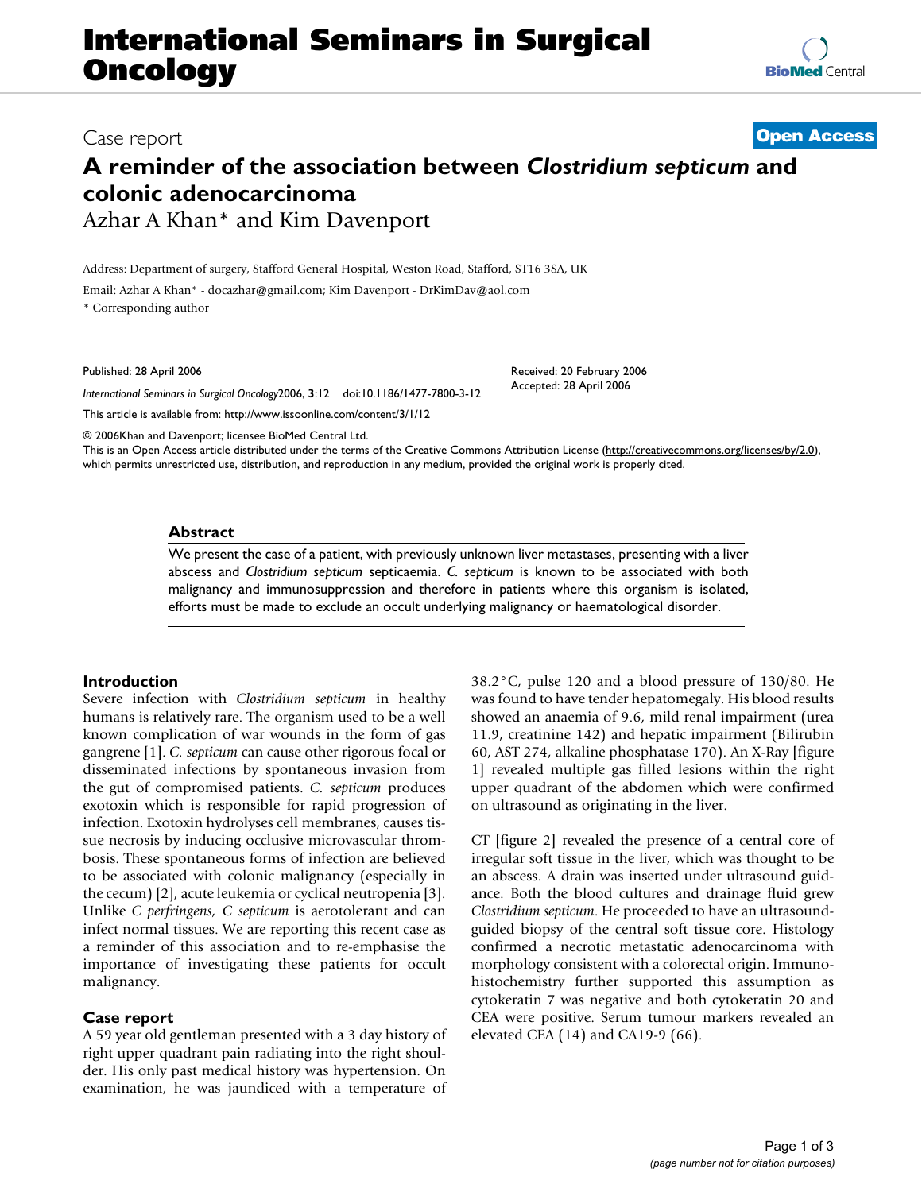# International Seminars in Surgical Oncology

Case report

**Open Access**

## A reminder of the association between *Clostridium septicum* and colonic adenocarcinoma

Azhar A Khan* and Kim Davenport

Address: Department of surgery, Stafford General Hospital, Weston Road, Stafford, ST16 3SA, UK

Email: Azhar A Khan* - docazhar@gmail.com; Kim Davenport - DrKimDav@aol.com

* Corresponding author

Published: 28 April 2006

*International Seminars in Surgical Oncology* 2006, **3**:12 doi:10.1186/1477-7800-3-12

Received: 20 February 2006
Accepted: 28 April 2006

This article is available from: http://www.issoonline.com/content/3/1/12

© 2006 Khan and Davenport; licensee BioMed Central Ltd.
This is an Open Access article distributed under the terms of the Creative Commons Attribution License (http://creativecommons.org/licenses/by/2.0), which permits unrestricted use, distribution, and reproduction in any medium, provided the original work is properly cited.

### Abstract

We present the case of a patient, with previously unknown liver metastases, presenting with a liver abscess and *Clostridium septicum* septicaemia. *C. septicum* is known to be associated with both malignancy and immunosuppression and therefore in patients where this organism is isolated, efforts must be made to exclude an occult underlying malignancy or haematological disorder.

### Introduction

Severe infection with *Clostridium septicum* in healthy humans is relatively rare. The organism used to be a well known complication of war wounds in the form of gas gangrene [1]. *C. septicum* can cause other rigorous focal or disseminated infections by spontaneous invasion from the gut of compromised patients. *C. septicum* produces exotoxin which is responsible for rapid progression of infection. Exotoxin hydrolyses cell membranes, causes tissue necrosis by inducing occlusive microvascular thrombosis. These spontaneous forms of infection are believed to be associated with colonic malignancy (especially in the cecum) [2], acute leukemia or cyclical neutropenia [3]. Unlike *C perfringens*, *C septicum* is aerotolerant and can infect normal tissues. We are reporting this recent case as a reminder of this association and to re-emphasise the importance of investigating these patients for occult malignancy.

### Case report

A 59 year old gentleman presented with a 3 day history of right upper quadrant pain radiating into the right shoulder. His only past medical history was hypertension. On examination, he was jaundiced with a temperature of 38.2°C, pulse 120 and a blood pressure of 130/80. He was found to have tender hepatomegaly. His blood results showed an anaemia of 9.6, mild renal impairment (urea 11.9, creatinine 142) and hepatic impairment (Bilirubin 60, AST 274, alkaline phosphatase 170). An X-Ray [figure 1] revealed multiple gas filled lesions within the right upper quadrant of the abdomen which were confirmed on ultrasound as originating in the liver.

CT [figure 2] revealed the presence of a central core of irregular soft tissue in the liver, which was thought to be an abscess. A drain was inserted under ultrasound guidance. Both the blood cultures and drainage fluid grew *Clostridium septicum*. He proceeded to have an ultrasound-guided biopsy of the central soft tissue core. Histology confirmed a necrotic metastatic adenocarcinoma with morphology consistent with a colorectal origin. Immunohistochemistry further supported this assumption as cytokeratin 7 was negative and both cytokeratin 20 and CEA were positive. Serum tumour markers revealed an elevated CEA (14) and CA19-9 (66).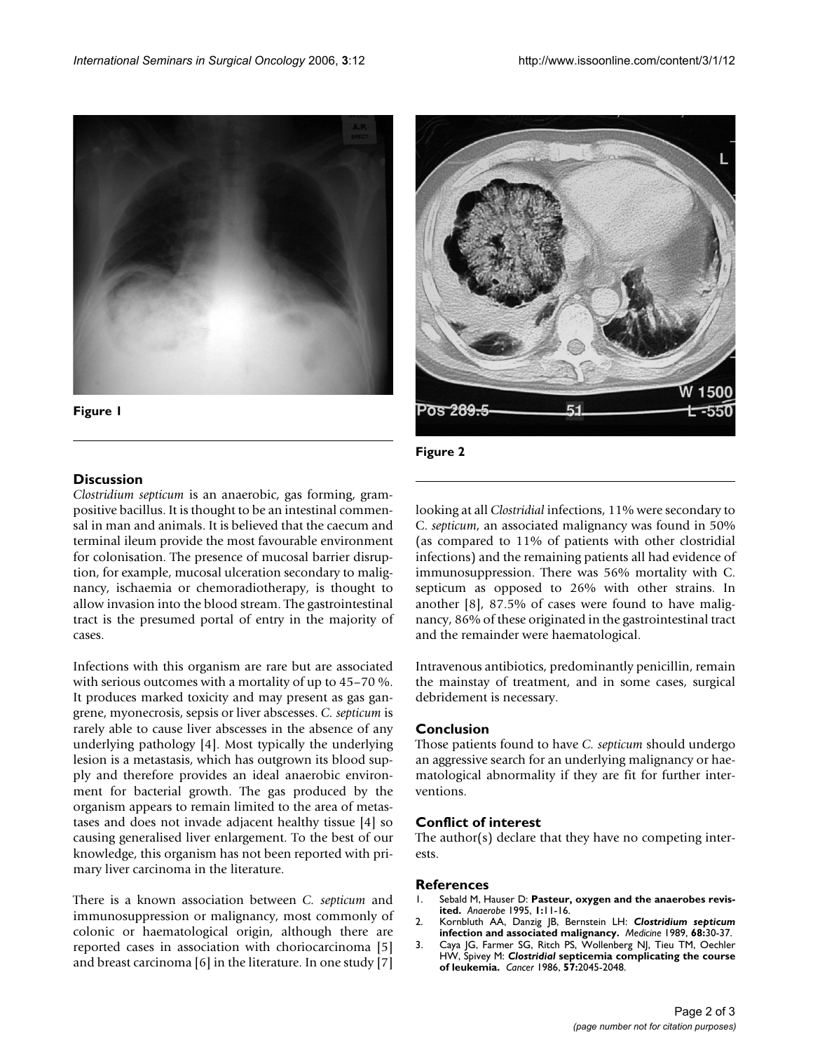Figure 1

Figure 2

## Discussion

*Clostridium septicum* is an anaerobic, gas forming, gram-positive bacillus. It is thought to be an intestinal commensal in man and animals. It is believed that the caecum and terminal ileum provide the most favourable environment for colonisation. The presence of mucosal barrier disruption, for example, mucosal ulceration secondary to malignancy, ischaemia or chemoradiotherapy, is thought to allow invasion into the blood stream. The gastrointestinal tract is the presumed portal of entry in the majority of cases.

Infections with this organism are rare but are associated with serious outcomes with a mortality of up to 45–70 %. It produces marked toxicity and may present as gas gangrene, myonecrosis, sepsis or liver abscesses. *C. septicum* is rarely able to cause liver abscesses in the absence of any underlying pathology [4]. Most typically the underlying lesion is a metastasis, which has outgrown its blood supply and therefore provides an ideal anaerobic environment for bacterial growth. The gas produced by the organism appears to remain limited to the area of metastases and does not invade adjacent healthy tissue [4] so causing generalised liver enlargement. To the best of our knowledge, this organism has not been reported with primary liver carcinoma in the literature.

There is a known association between *C. septicum* and immunosuppression or malignancy, most commonly of colonic or haematological origin, although there are reported cases in association with choriocarcinoma [5] and breast carcinoma [6] in the literature. In one study [7] looking at all *Clostridial* infections, 11% were secondary to C. *septicum*, an associated malignancy was found in 50% (as compared to 11% of patients with other clostridial infections) and the remaining patients all had evidence of immunosuppression. There was 56% mortality with C. septicum as opposed to 26% with other strains. In another [8], 87.5% of cases were found to have malignancy, 86% of these originated in the gastrointestinal tract and the remainder were haematological.

Intravenous antibiotics, predominantly penicillin, remain the mainstay of treatment, and in some cases, surgical debridement is necessary.

## Conclusion

Those patients found to have *C. septicum* should undergo an aggressive search for an underlying malignancy or haematological abnormality if they are fit for further interventions.

## Conflict of interest

The author(s) declare that they have no competing interests.

## References

1. Sebald M, Hauser D: **Pasteur, oxygen and the anaerobes revisited.** *Anaerobe* 1995, **1**:11-16.
2. Kornbluth AA, Danzig JB, Bernstein LH: ***Clostridium septicum* infection and associated malignancy.** *Medicine* 1989, **68**:30-37.
3. Caya JG, Farmer SG, Ritch PS, Wollenberg NJ, Tieu TM, Oechler HW, Spivey M: ***Clostridial* septicemia complicating the course of leukemia.** *Cancer* 1986, **57**:2045-2048.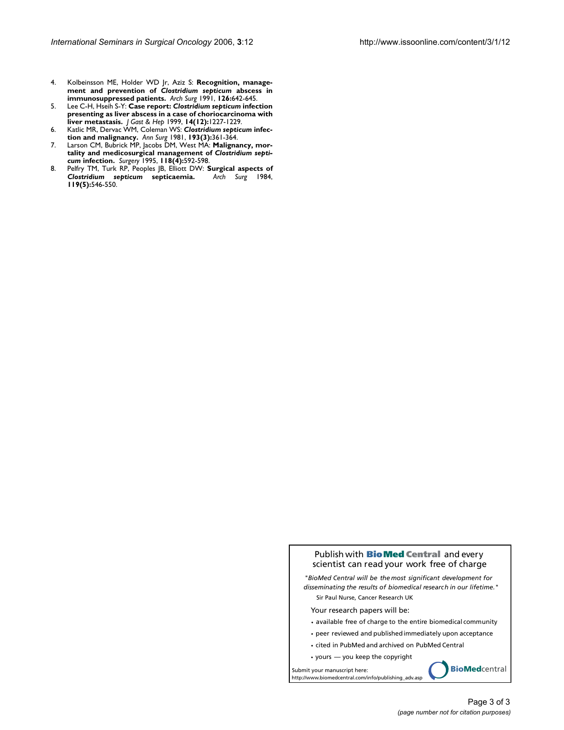4. Kolbeinsson ME, Holder WD Jr, Aziz S: **Recognition, management and prevention of *Clostridium septicum* abscess in immunosuppressed patients.** *Arch Surg* 1991, **126:**642-645.
5. Lee C-H, Hseih S-Y: **Case report: *Clostridium septicum* infection presenting as liver abscess in a case of choriocarcinoma with liver metastasis.** *J Gast & Hep* 1999, **14(12):**1227-1229.
6. Katlic MR, Dervac WM, Coleman WS: ***Clostridium septicum* infection and malignancy.** *Ann Surg* 1981, **193(3):**361-364.
7. Larson CM, Bubrick MP, Jacobs DM, West MA: **Malignancy, mortality and medicosurgical management of *Clostridium septicum* infection.** *Surgery* 1995, **118(4):**592-598.
8. Pelfry TM, Turk RP, Peoples JB, Elliott DW: **Surgical aspects of *Clostridium septicum* septicaemia.** *Arch Surg* 1984, **119(5):**546-550.

Publish with **BioMed Central** and every scientist can read your work free of charge

*"BioMed Central will be the most significant development for disseminating the results of biomedical research in our lifetime."*

Sir Paul Nurse, Cancer Research UK

Your research papers will be:

- available free of charge to the entire biomedical community
- peer reviewed and published immediately upon acceptance
- cited in PubMed and archived on PubMed Central
- yours — you keep the copyright

Submit your manuscript here:
http://www.biomedcentral.com/info/publishing_adv.asp

**BioMed**central